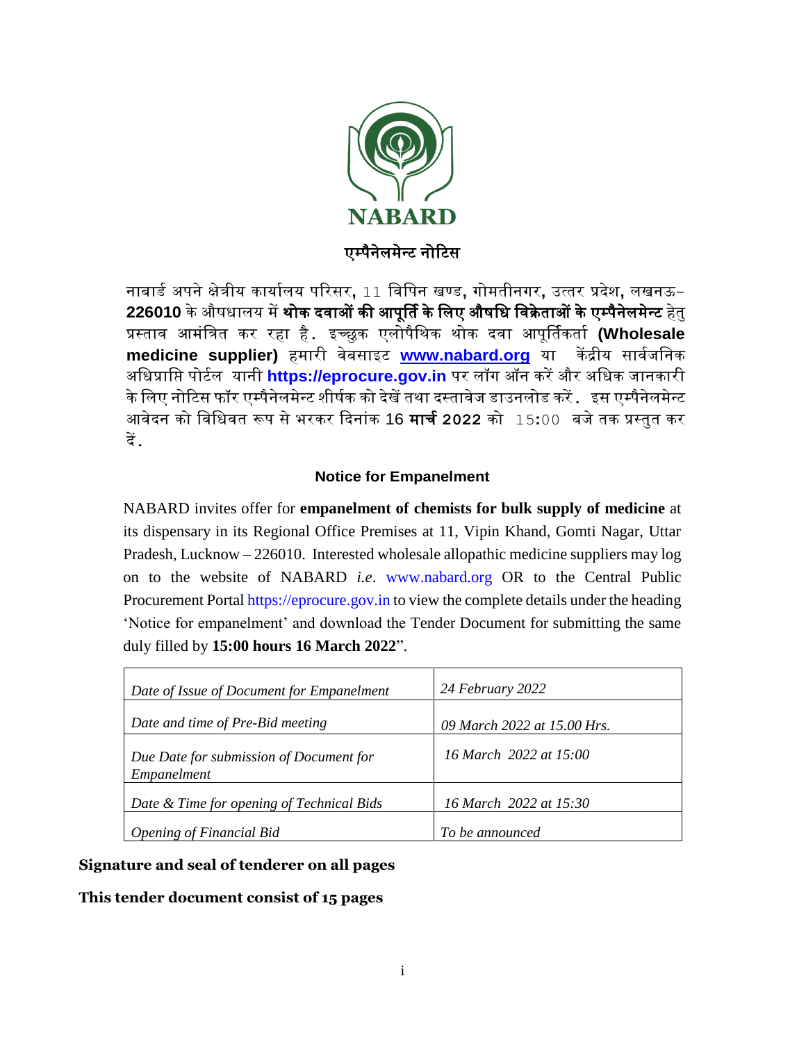NABARD

## एम्पैनेलमेन्ट नोटिस

नाबार्ड अपने क्षेत्रीय कार्यालय परिसर, 11 विपिन खण्ड, गोमतीनगर, उत्तर प्रदेश, लखनऊ- **226010** के औषधालय में **थोक दवाओं की आपूर्ति के लिए औषधि विक्रेताओं के एम्पैनेलमेन्ट** हेतु प्रस्ताव आमंत्रित कर रहा है. इच्छुक एलोपैथिक थोक दवा आपूर्तिकर्ता **(Wholesale medicine supplier)** हमारी वेबसाइट **www.nabard.org** या केंद्रीय सार्वजनिक अधिप्राप्ति पोर्टल यानी **https://eprocure.gov.in** पर लॉग ऑन करें और अधिक जानकारी के लिए नोटिस फॉर एम्पैनेलमेन्ट शीर्षक को देखें तथा दस्तावेज डाउनलोड करें. इस एम्पैनेलमेन्ट आवेदन को विधिवत रूप से भरकर दिनांक 16 **मार्च 2022** को 15:00 बजे तक प्रस्तुत कर दें.

## Notice for Empanelment

NABARD invites offer for **empanelment of chemists for bulk supply of medicine** at its dispensary in its Regional Office Premises at 11, Vipin Khand, Gomti Nagar, Uttar Pradesh, Lucknow – 226010. Interested wholesale allopathic medicine suppliers may log on to the website of NABARD *i.e*. www.nabard.org OR to the Central Public Procurement Portal https://eprocure.gov.in to view the complete details under the heading 'Notice for empanelment' and download the Tender Document for submitting the same duly filled by **15:00 hours 16 March 2022**".

| | |
|---|---|
| *Date of Issue of Document for Empanelment* | *24 February 2022* |
| *Date and time of Pre-Bid meeting* | *09 March 2022 at 15.00 Hrs.* |
| *Due Date for submission of Document for Empanelment* | *16 March 2022 at 15:00* |
| *Date & Time for opening of Technical Bids* | *16 March 2022 at 15:30* |
| *Opening of Financial Bid* | *To be announced* |

**Signature and seal of tenderer on all pages**

**This tender document consist of 15 pages**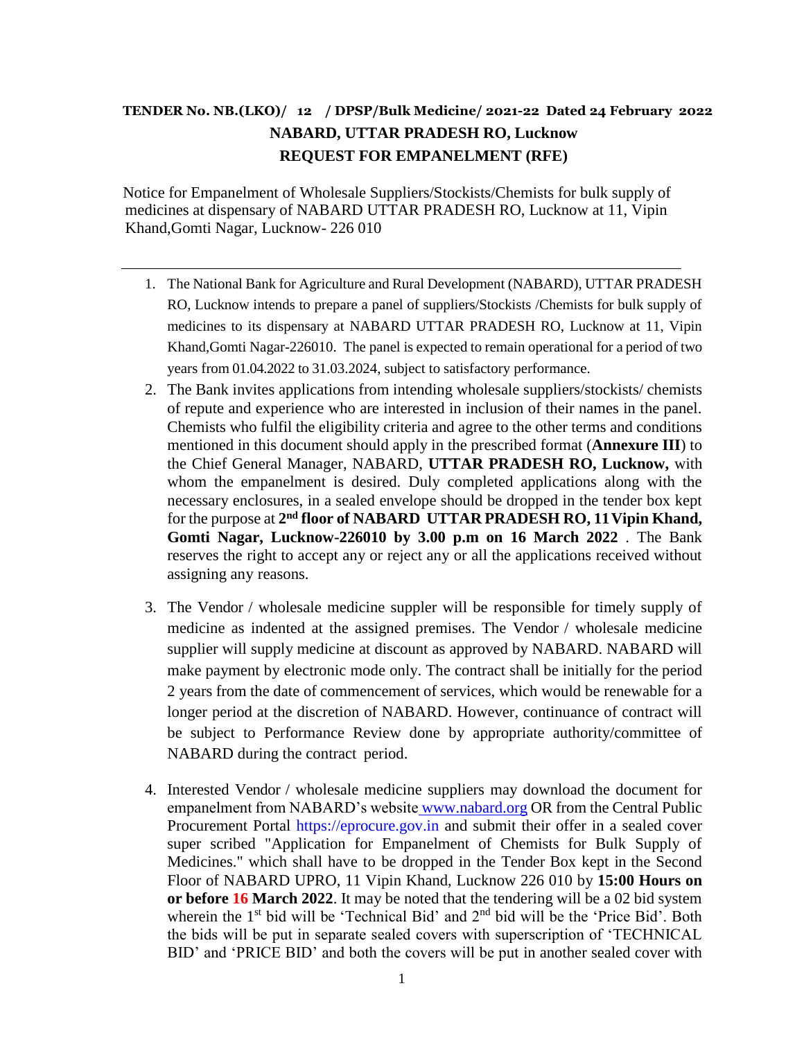**TENDER No. NB.(LKO)/ 12 / DPSP/Bulk Medicine/ 2021-22 Dated 24 February 2022**

**NABARD, UTTAR PRADESH RO, Lucknow**

**REQUEST FOR EMPANELMENT (RFE)**

Notice for Empanelment of Wholesale Suppliers/Stockists/Chemists for bulk supply of medicines at dispensary of NABARD UTTAR PRADESH RO, Lucknow at 11, Vipin Khand,Gomti Nagar, Lucknow- 226 010

---

1. The National Bank for Agriculture and Rural Development (NABARD), UTTAR PRADESH RO, Lucknow intends to prepare a panel of suppliers/Stockists /Chemists for bulk supply of medicines to its dispensary at NABARD UTTAR PRADESH RO, Lucknow at 11, Vipin Khand,Gomti Nagar-226010. The panel is expected to remain operational for a period of two years from 01.04.2022 to 31.03.2024, subject to satisfactory performance.

2. The Bank invites applications from intending wholesale suppliers/stockists/ chemists of repute and experience who are interested in inclusion of their names in the panel. Chemists who fulfil the eligibility criteria and agree to the other terms and conditions mentioned in this document should apply in the prescribed format (**Annexure III**) to the Chief General Manager, NABARD, **UTTAR PRADESH RO, Lucknow,** with whom the empanelment is desired. Duly completed applications along with the necessary enclosures, in a sealed envelope should be dropped in the tender box kept for the purpose at **2nd floor of NABARD UTTAR PRADESH RO, 11 Vipin Khand, Gomti Nagar, Lucknow-226010 by 3.00 p.m on 16 March 2022** . The Bank reserves the right to accept any or reject any or all the applications received without assigning any reasons.

3. The Vendor / wholesale medicine suppler will be responsible for timely supply of medicine as indented at the assigned premises. The Vendor / wholesale medicine supplier will supply medicine at discount as approved by NABARD. NABARD will make payment by electronic mode only. The contract shall be initially for the period 2 years from the date of commencement of services, which would be renewable for a longer period at the discretion of NABARD. However, continuance of contract will be subject to Performance Review done by appropriate authority/committee of NABARD during the contract period.

4. Interested Vendor / wholesale medicine suppliers may download the document for empanelment from NABARD's website www.nabard.org OR from the Central Public Procurement Portal https://eprocure.gov.in and submit their offer in a sealed cover super scribed "Application for Empanelment of Chemists for Bulk Supply of Medicines." which shall have to be dropped in the Tender Box kept in the Second Floor of NABARD UPRO, 11 Vipin Khand, Lucknow 226 010 by **15:00 Hours on or before 16 March 2022**. It may be noted that the tendering will be a 02 bid system wherein the 1st bid will be 'Technical Bid' and 2nd bid will be the 'Price Bid'. Both the bids will be put in separate sealed covers with superscription of 'TECHNICAL BID' and 'PRICE BID' and both the covers will be put in another sealed cover with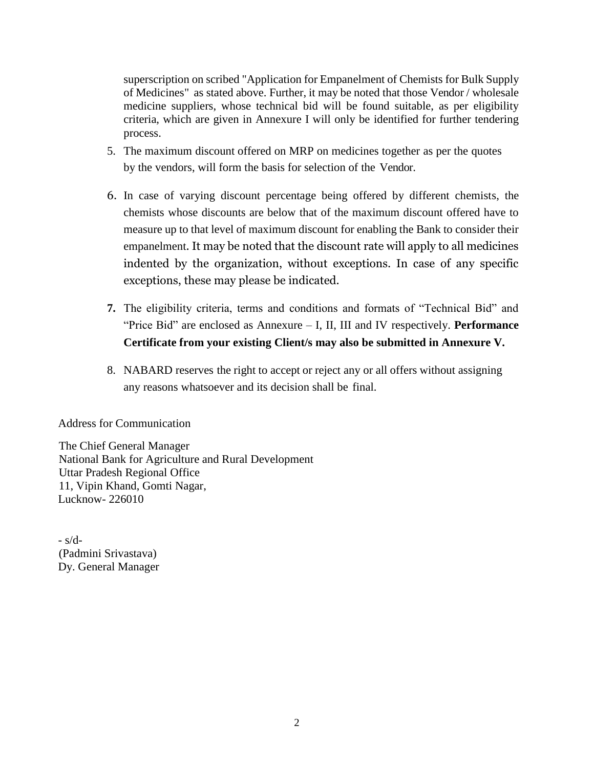superscription on scribed "Application for Empanelment of Chemists for Bulk Supply of Medicines" as stated above. Further, it may be noted that those Vendor / wholesale medicine suppliers, whose technical bid will be found suitable, as per eligibility criteria, which are given in Annexure I will only be identified for further tendering process.

5. The maximum discount offered on MRP on medicines together as per the quotes by the vendors, will form the basis for selection of the Vendor.

6. In case of varying discount percentage being offered by different chemists, the chemists whose discounts are below that of the maximum discount offered have to measure up to that level of maximum discount for enabling the Bank to consider their empanelment. It may be noted that the discount rate will apply to all medicines indented by the organization, without exceptions. In case of any specific exceptions, these may please be indicated.

7. The eligibility criteria, terms and conditions and formats of "Technical Bid" and "Price Bid" are enclosed as Annexure – I, II, III and IV respectively. **Performance Certificate from your existing Client/s may also be submitted in Annexure V.**

8. NABARD reserves the right to accept or reject any or all offers without assigning any reasons whatsoever and its decision shall be final.

Address for Communication

The Chief General Manager
National Bank for Agriculture and Rural Development
Uttar Pradesh Regional Office
11, Vipin Khand, Gomti Nagar,
Lucknow- 226010

- s/d-
(Padmini Srivastava)
Dy. General Manager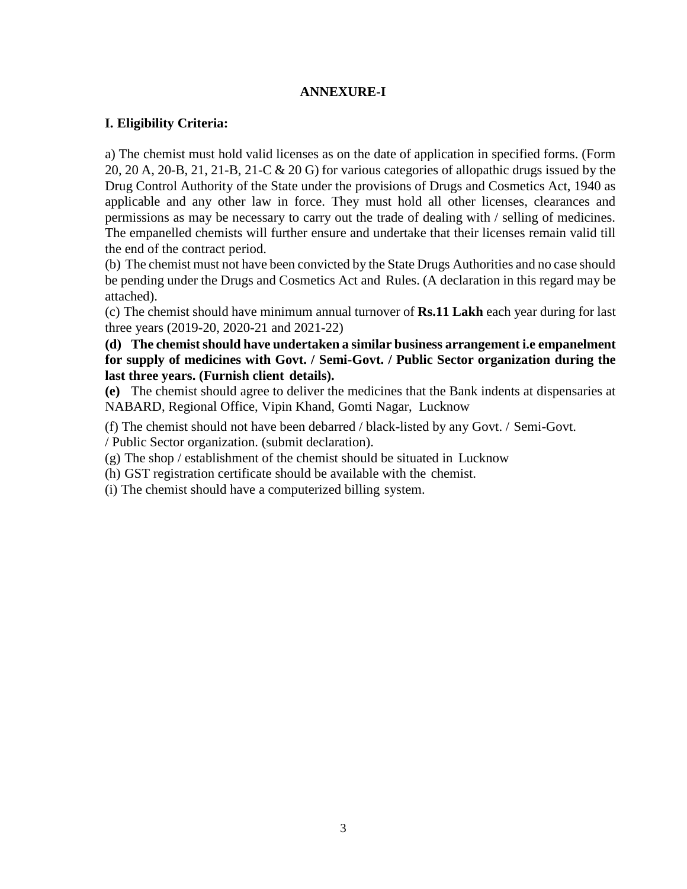## ANNEXURE-I

### I. Eligibility Criteria:

a) The chemist must hold valid licenses as on the date of application in specified forms. (Form 20, 20 A, 20-B, 21, 21-B, 21-C & 20 G) for various categories of allopathic drugs issued by the Drug Control Authority of the State under the provisions of Drugs and Cosmetics Act, 1940 as applicable and any other law in force. They must hold all other licenses, clearances and permissions as may be necessary to carry out the trade of dealing with / selling of medicines. The empanelled chemists will further ensure and undertake that their licenses remain valid till the end of the contract period.

(b) The chemist must not have been convicted by the State Drugs Authorities and no case should be pending under the Drugs and Cosmetics Act and Rules. (A declaration in this regard may be attached).

(c) The chemist should have minimum annual turnover of **Rs.11 Lakh** each year during for last three years (2019-20, 2020-21 and 2021-22)

**(d) The chemist should have undertaken a similar business arrangement i.e empanelment for supply of medicines with Govt. / Semi-Govt. / Public Sector organization during the last three years. (Furnish client details).**

**(e)** The chemist should agree to deliver the medicines that the Bank indents at dispensaries at NABARD, Regional Office, Vipin Khand, Gomti Nagar, Lucknow

(f) The chemist should not have been debarred / black-listed by any Govt. / Semi-Govt. / Public Sector organization. (submit declaration).

(g) The shop / establishment of the chemist should be situated in Lucknow

(h) GST registration certificate should be available with the chemist.

(i) The chemist should have a computerized billing system.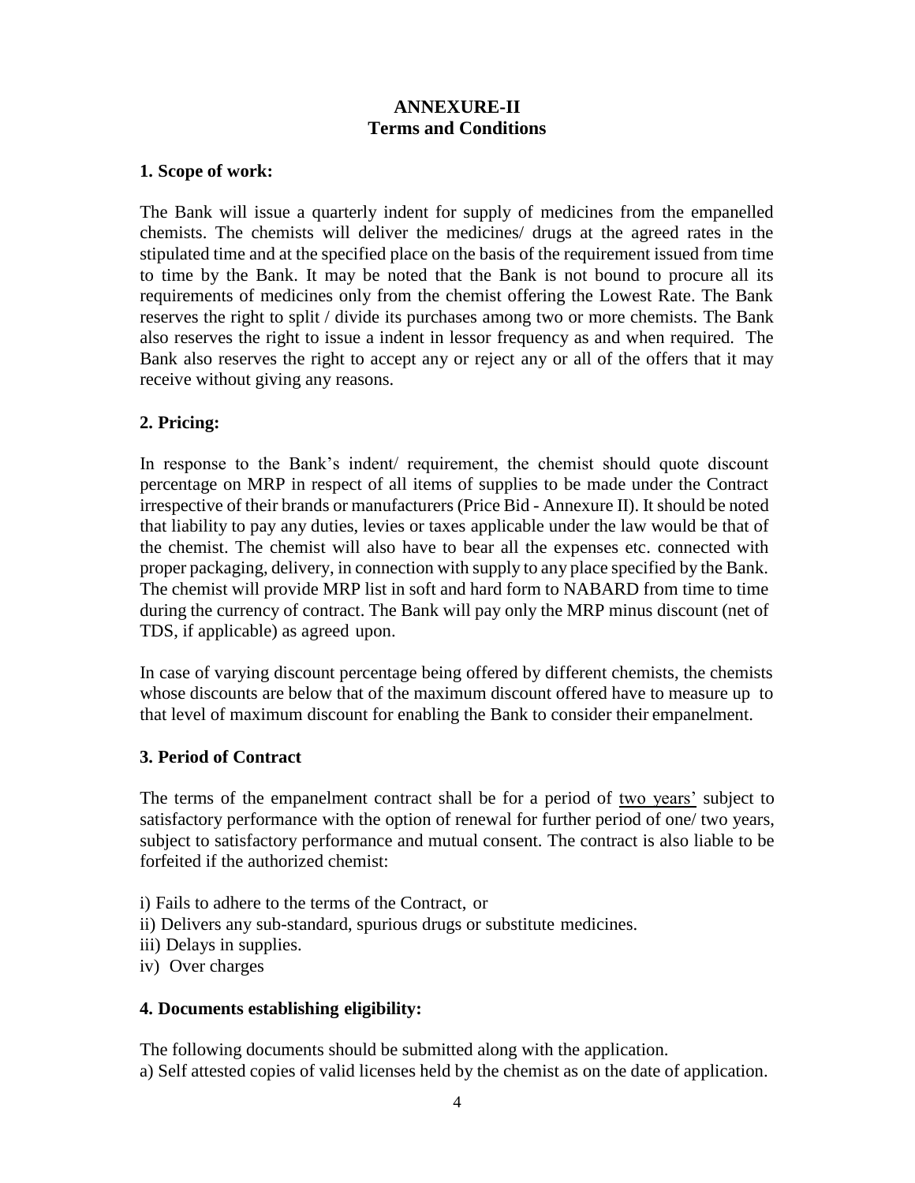# ANNEXURE-II
# Terms and Conditions

### 1. Scope of work:

The Bank will issue a quarterly indent for supply of medicines from the empanelled chemists. The chemists will deliver the medicines/ drugs at the agreed rates in the stipulated time and at the specified place on the basis of the requirement issued from time to time by the Bank. It may be noted that the Bank is not bound to procure all its requirements of medicines only from the chemist offering the Lowest Rate. The Bank reserves the right to split / divide its purchases among two or more chemists. The Bank also reserves the right to issue a indent in lessor frequency as and when required. The Bank also reserves the right to accept any or reject any or all of the offers that it may receive without giving any reasons.

### 2. Pricing:

In response to the Bank's indent/ requirement, the chemist should quote discount percentage on MRP in respect of all items of supplies to be made under the Contract irrespective of their brands or manufacturers (Price Bid - Annexure II). It should be noted that liability to pay any duties, levies or taxes applicable under the law would be that of the chemist. The chemist will also have to bear all the expenses etc. connected with proper packaging, delivery, in connection with supply to any place specified by the Bank. The chemist will provide MRP list in soft and hard form to NABARD from time to time during the currency of contract. The Bank will pay only the MRP minus discount (net of TDS, if applicable) as agreed upon.

In case of varying discount percentage being offered by different chemists, the chemists whose discounts are below that of the maximum discount offered have to measure up to that level of maximum discount for enabling the Bank to consider their empanelment.

### 3. Period of Contract

The terms of the empanelment contract shall be for a period of two years' subject to satisfactory performance with the option of renewal for further period of one/ two years, subject to satisfactory performance and mutual consent. The contract is also liable to be forfeited if the authorized chemist:

i) Fails to adhere to the terms of the Contract, or
ii) Delivers any sub-standard, spurious drugs or substitute medicines.
iii) Delays in supplies.
iv) Over charges

### 4. Documents establishing eligibility:

The following documents should be submitted along with the application.
a) Self attested copies of valid licenses held by the chemist as on the date of application.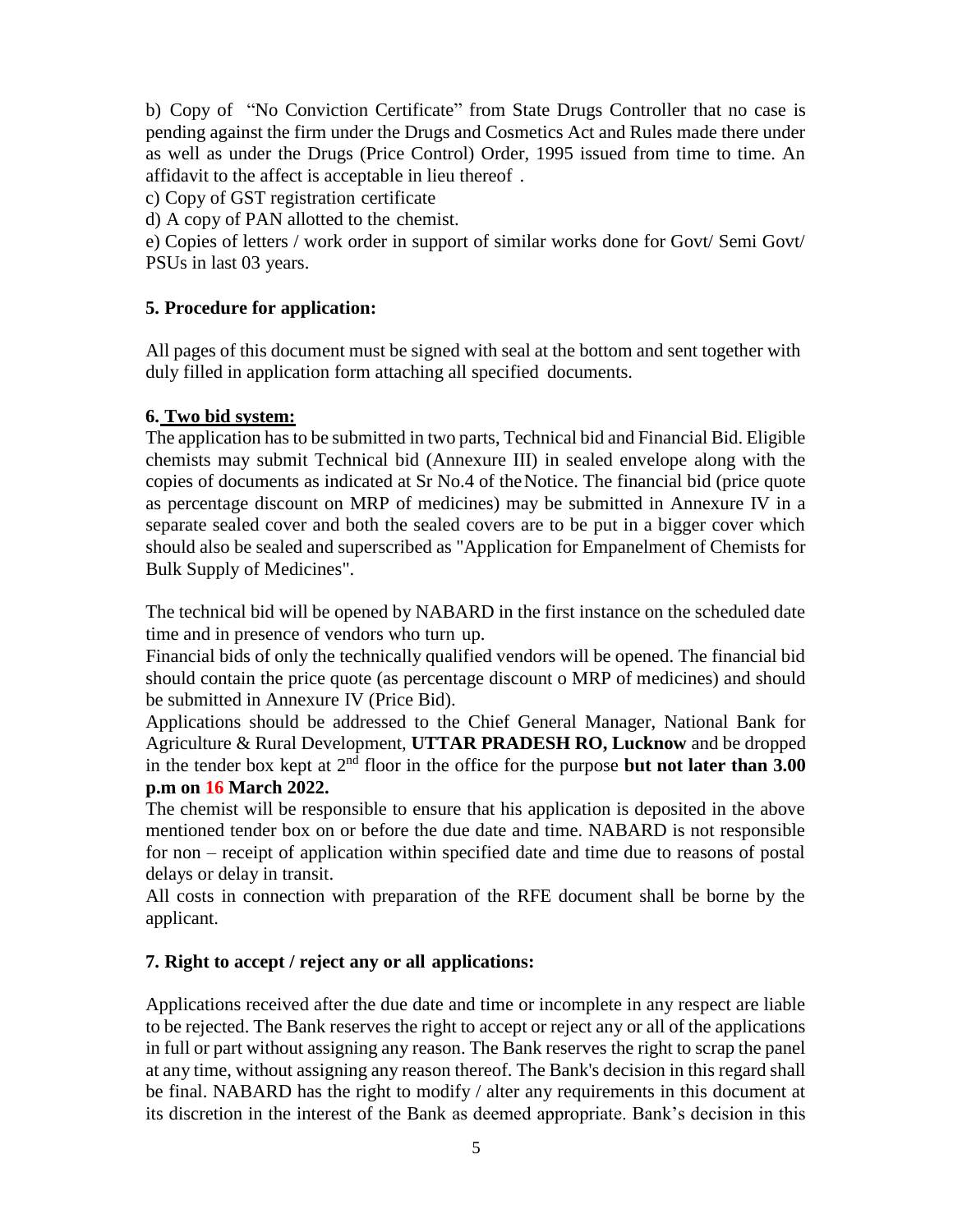b) Copy of "No Conviction Certificate" from State Drugs Controller that no case is pending against the firm under the Drugs and Cosmetics Act and Rules made there under as well as under the Drugs (Price Control) Order, 1995 issued from time to time. An affidavit to the affect is acceptable in lieu thereof .

c) Copy of GST registration certificate

d) A copy of PAN allotted to the chemist.

e) Copies of letters / work order in support of similar works done for Govt/ Semi Govt/ PSUs in last 03 years.

### 5. Procedure for application:

All pages of this document must be signed with seal at the bottom and sent together with duly filled in application form attaching all specified documents.

### 6. Two bid system:

The application has to be submitted in two parts, Technical bid and Financial Bid. Eligible chemists may submit Technical bid (Annexure III) in sealed envelope along with the copies of documents as indicated at Sr No.4 of the Notice. The financial bid (price quote as percentage discount on MRP of medicines) may be submitted in Annexure IV in a separate sealed cover and both the sealed covers are to be put in a bigger cover which should also be sealed and superscribed as "Application for Empanelment of Chemists for Bulk Supply of Medicines".

The technical bid will be opened by NABARD in the first instance on the scheduled date time and in presence of vendors who turn up.

Financial bids of only the technically qualified vendors will be opened. The financial bid should contain the price quote (as percentage discount o MRP of medicines) and should be submitted in Annexure IV (Price Bid).

Applications should be addressed to the Chief General Manager, National Bank for Agriculture & Rural Development, **UTTAR PRADESH RO, Lucknow** and be dropped in the tender box kept at 2nd floor in the office for the purpose **but not later than 3.00 p.m on 16 March 2022.**

The chemist will be responsible to ensure that his application is deposited in the above mentioned tender box on or before the due date and time. NABARD is not responsible for non – receipt of application within specified date and time due to reasons of postal delays or delay in transit.

All costs in connection with preparation of the RFE document shall be borne by the applicant.

### 7. Right to accept / reject any or all applications:

Applications received after the due date and time or incomplete in any respect are liable to be rejected. The Bank reserves the right to accept or reject any or all of the applications in full or part without assigning any reason. The Bank reserves the right to scrap the panel at any time, without assigning any reason thereof. The Bank's decision in this regard shall be final. NABARD has the right to modify / alter any requirements in this document at its discretion in the interest of the Bank as deemed appropriate. Bank's decision in this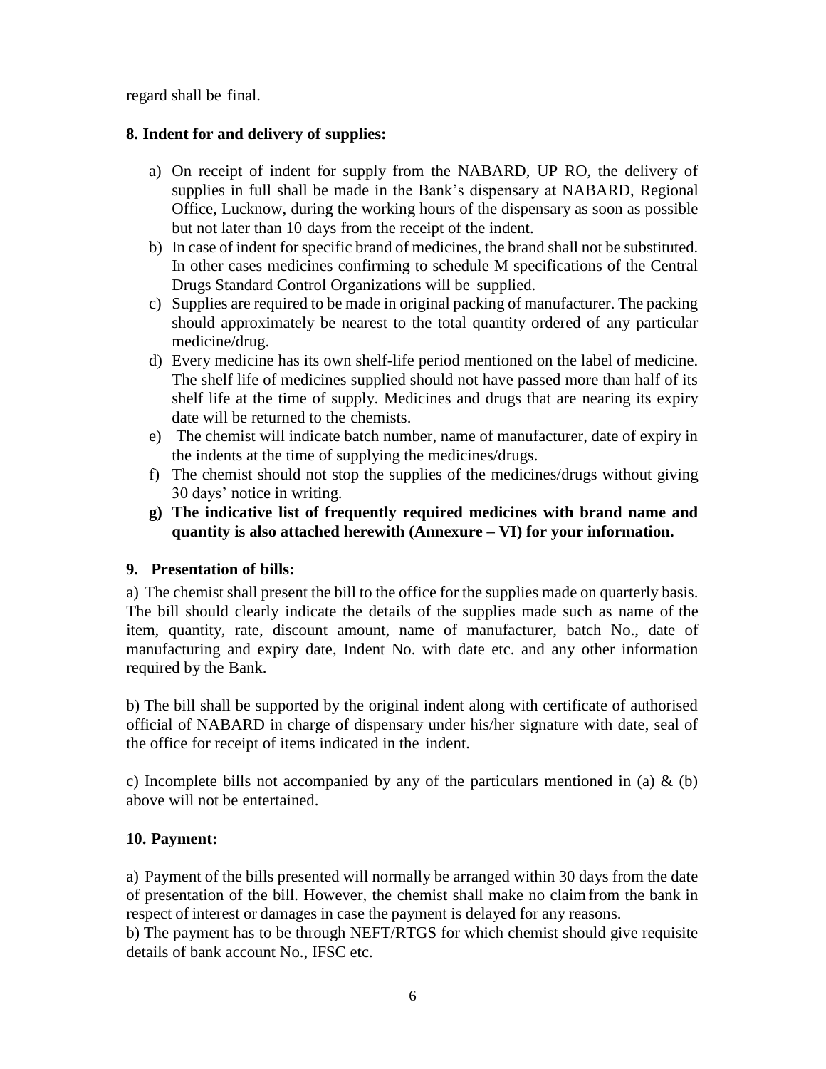regard shall be final.

**8. Indent for and delivery of supplies:**

a) On receipt of indent for supply from the NABARD, UP RO, the delivery of supplies in full shall be made in the Bank's dispensary at NABARD, Regional Office, Lucknow, during the working hours of the dispensary as soon as possible but not later than 10 days from the receipt of the indent.
b) In case of indent for specific brand of medicines, the brand shall not be substituted. In other cases medicines confirming to schedule M specifications of the Central Drugs Standard Control Organizations will be supplied.
c) Supplies are required to be made in original packing of manufacturer. The packing should approximately be nearest to the total quantity ordered of any particular medicine/drug.
d) Every medicine has its own shelf-life period mentioned on the label of medicine. The shelf life of medicines supplied should not have passed more than half of its shelf life at the time of supply. Medicines and drugs that are nearing its expiry date will be returned to the chemists.
e) The chemist will indicate batch number, name of manufacturer, date of expiry in the indents at the time of supplying the medicines/drugs.
f) The chemist should not stop the supplies of the medicines/drugs without giving 30 days' notice in writing.
**g) The indicative list of frequently required medicines with brand name and quantity is also attached herewith (Annexure – VI) for your information.**

**9. Presentation of bills:**

a) The chemist shall present the bill to the office for the supplies made on quarterly basis. The bill should clearly indicate the details of the supplies made such as name of the item, quantity, rate, discount amount, name of manufacturer, batch No., date of manufacturing and expiry date, Indent No. with date etc. and any other information required by the Bank.

b) The bill shall be supported by the original indent along with certificate of authorised official of NABARD in charge of dispensary under his/her signature with date, seal of the office for receipt of items indicated in the indent.

c) Incomplete bills not accompanied by any of the particulars mentioned in (a) & (b) above will not be entertained.

**10. Payment:**

a) Payment of the bills presented will normally be arranged within 30 days from the date of presentation of the bill. However, the chemist shall make no claim from the bank in respect of interest or damages in case the payment is delayed for any reasons.
b) The payment has to be through NEFT/RTGS for which chemist should give requisite details of bank account No., IFSC etc.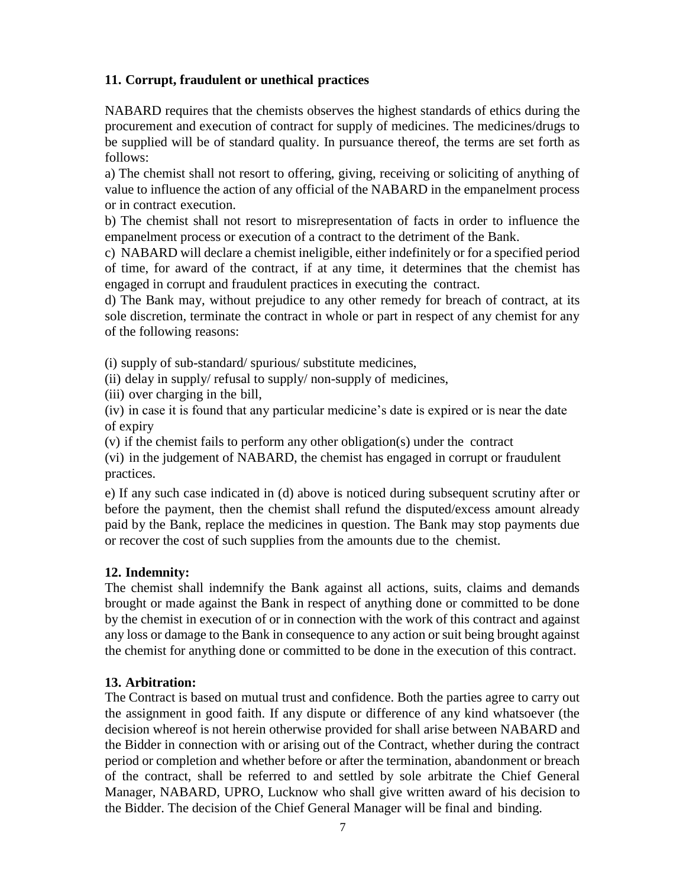## 11. Corrupt, fraudulent or unethical practices

NABARD requires that the chemists observes the highest standards of ethics during the procurement and execution of contract for supply of medicines. The medicines/drugs to be supplied will be of standard quality. In pursuance thereof, the terms are set forth as follows:

a) The chemist shall not resort to offering, giving, receiving or soliciting of anything of value to influence the action of any official of the NABARD in the empanelment process or in contract execution.

b) The chemist shall not resort to misrepresentation of facts in order to influence the empanelment process or execution of a contract to the detriment of the Bank.

c) NABARD will declare a chemist ineligible, either indefinitely or for a specified period of time, for award of the contract, if at any time, it determines that the chemist has engaged in corrupt and fraudulent practices in executing the contract.

d) The Bank may, without prejudice to any other remedy for breach of contract, at its sole discretion, terminate the contract in whole or part in respect of any chemist for any of the following reasons:

(i) supply of sub-standard/ spurious/ substitute medicines,
(ii) delay in supply/ refusal to supply/ non-supply of medicines,
(iii) over charging in the bill,
(iv) in case it is found that any particular medicine's date is expired or is near the date of expiry
(v) if the chemist fails to perform any other obligation(s) under the contract
(vi) in the judgement of NABARD, the chemist has engaged in corrupt or fraudulent practices.

e) If any such case indicated in (d) above is noticed during subsequent scrutiny after or before the payment, then the chemist shall refund the disputed/excess amount already paid by the Bank, replace the medicines in question. The Bank may stop payments due or recover the cost of such supplies from the amounts due to the chemist.

## 12. Indemnity:

The chemist shall indemnify the Bank against all actions, suits, claims and demands brought or made against the Bank in respect of anything done or committed to be done by the chemist in execution of or in connection with the work of this contract and against any loss or damage to the Bank in consequence to any action or suit being brought against the chemist for anything done or committed to be done in the execution of this contract.

## 13. Arbitration:

The Contract is based on mutual trust and confidence. Both the parties agree to carry out the assignment in good faith. If any dispute or difference of any kind whatsoever (the decision whereof is not herein otherwise provided for shall arise between NABARD and the Bidder in connection with or arising out of the Contract, whether during the contract period or completion and whether before or after the termination, abandonment or breach of the contract, shall be referred to and settled by sole arbitrate the Chief General Manager, NABARD, UPRO, Lucknow who shall give written award of his decision to the Bidder. The decision of the Chief General Manager will be final and binding.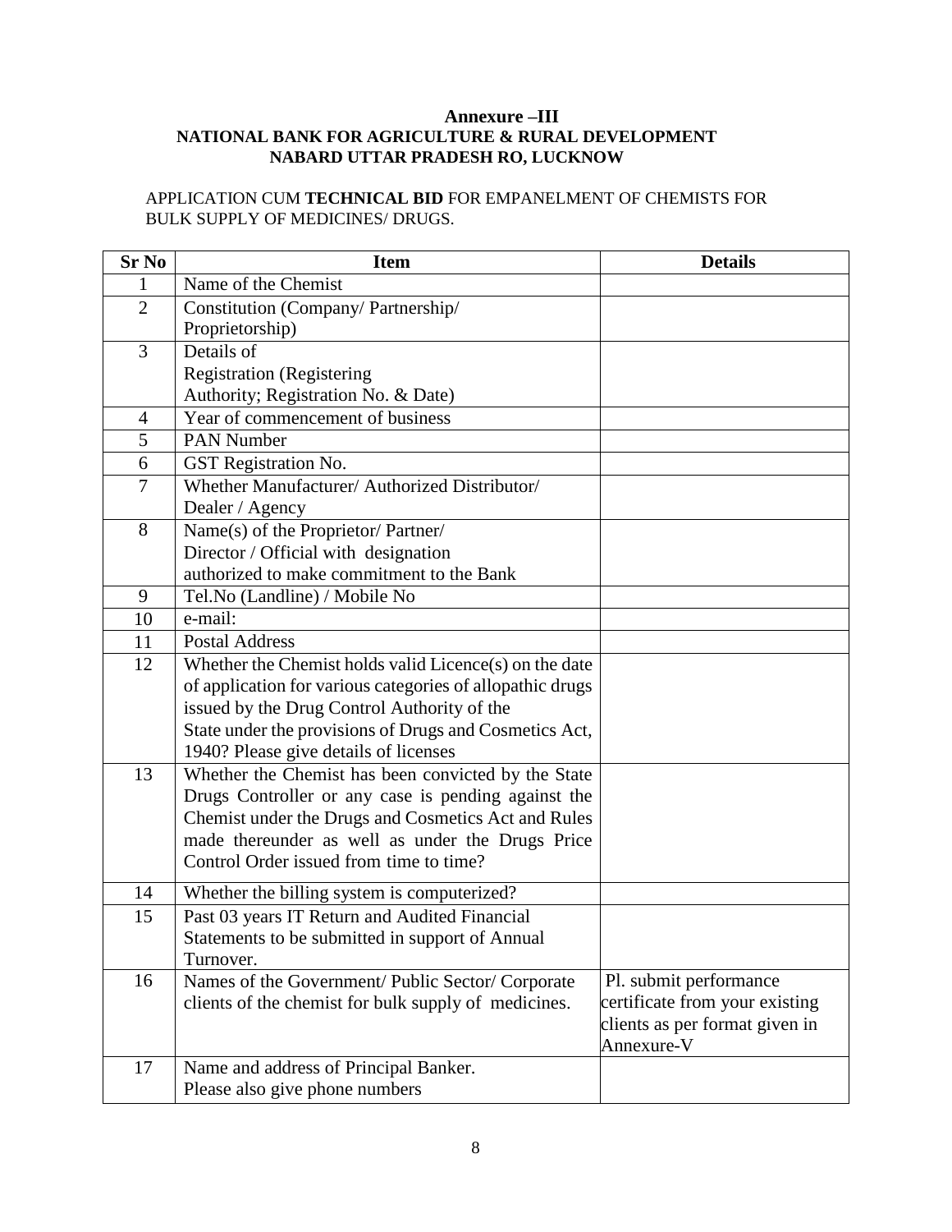**Annexure –III**

**NATIONAL BANK FOR AGRICULTURE & RURAL DEVELOPMENT**

**NABARD UTTAR PRADESH RO, LUCKNOW**

APPLICATION CUM **TECHNICAL BID** FOR EMPANELMENT OF CHEMISTS FOR BULK SUPPLY OF MEDICINES/ DRUGS.

| Sr No | Item | Details |
|---|---|---|
| 1 | Name of the Chemist | |
| 2 | Constitution (Company/ Partnership/ Proprietorship) | |
| 3 | Details of Registration (Registering Authority; Registration No. & Date) | |
| 4 | Year of commencement of business | |
| 5 | PAN Number | |
| 6 | GST Registration No. | |
| 7 | Whether Manufacturer/ Authorized Distributor/ Dealer / Agency | |
| 8 | Name(s) of the Proprietor/ Partner/ Director / Official with designation authorized to make commitment to the Bank | |
| 9 | Tel.No (Landline) / Mobile No | |
| 10 | e-mail: | |
| 11 | Postal Address | |
| 12 | Whether the Chemist holds valid Licence(s) on the date of application for various categories of allopathic drugs issued by the Drug Control Authority of the State under the provisions of Drugs and Cosmetics Act, 1940? Please give details of licenses | |
| 13 | Whether the Chemist has been convicted by the State Drugs Controller or any case is pending against the Chemist under the Drugs and Cosmetics Act and Rules made thereunder as well as under the Drugs Price Control Order issued from time to time? | |
| 14 | Whether the billing system is computerized? | |
| 15 | Past 03 years IT Return and Audited Financial Statements to be submitted in support of Annual Turnover. | |
| 16 | Names of the Government/ Public Sector/ Corporate clients of the chemist for bulk supply of medicines. | Pl. submit performance certificate from your existing clients as per format given in Annexure-V |
| 17 | Name and address of Principal Banker. Please also give phone numbers | |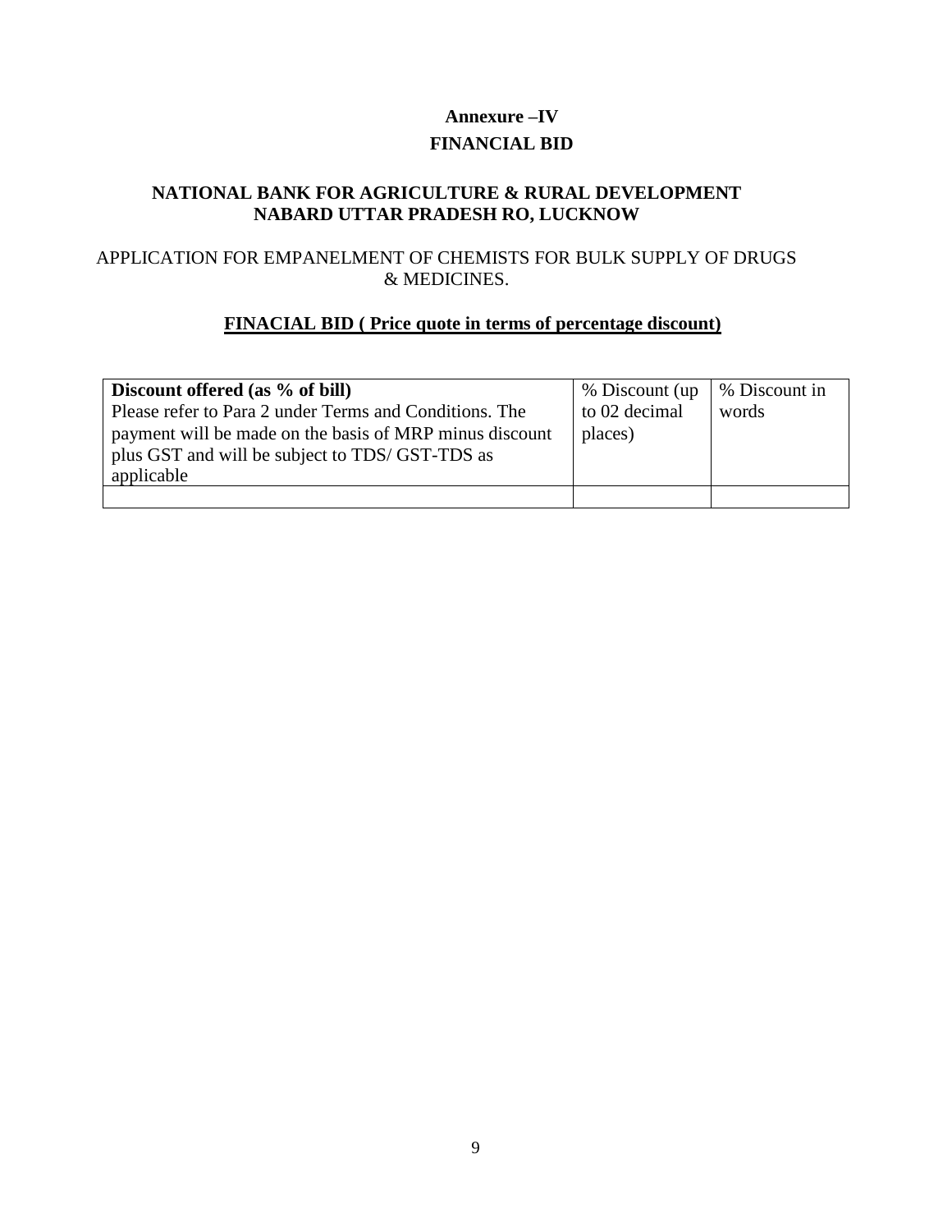# Annexure –IV

# FINANCIAL BID

## NATIONAL BANK FOR AGRICULTURE & RURAL DEVELOPMENT
## NABARD UTTAR PRADESH RO, LUCKNOW

APPLICATION FOR EMPANELMENT OF CHEMISTS FOR BULK SUPPLY OF DRUGS & MEDICINES.

**FINACIAL BID ( Price quote in terms of percentage discount)**

| **Discount offered (as % of bill)**<br>Please refer to Para 2 under Terms and Conditions. The payment will be made on the basis of MRP minus discount plus GST and will be subject to TDS/ GST-TDS as applicable | % Discount (up to 02 decimal places) | % Discount in words |
|---|---|---|
| | | |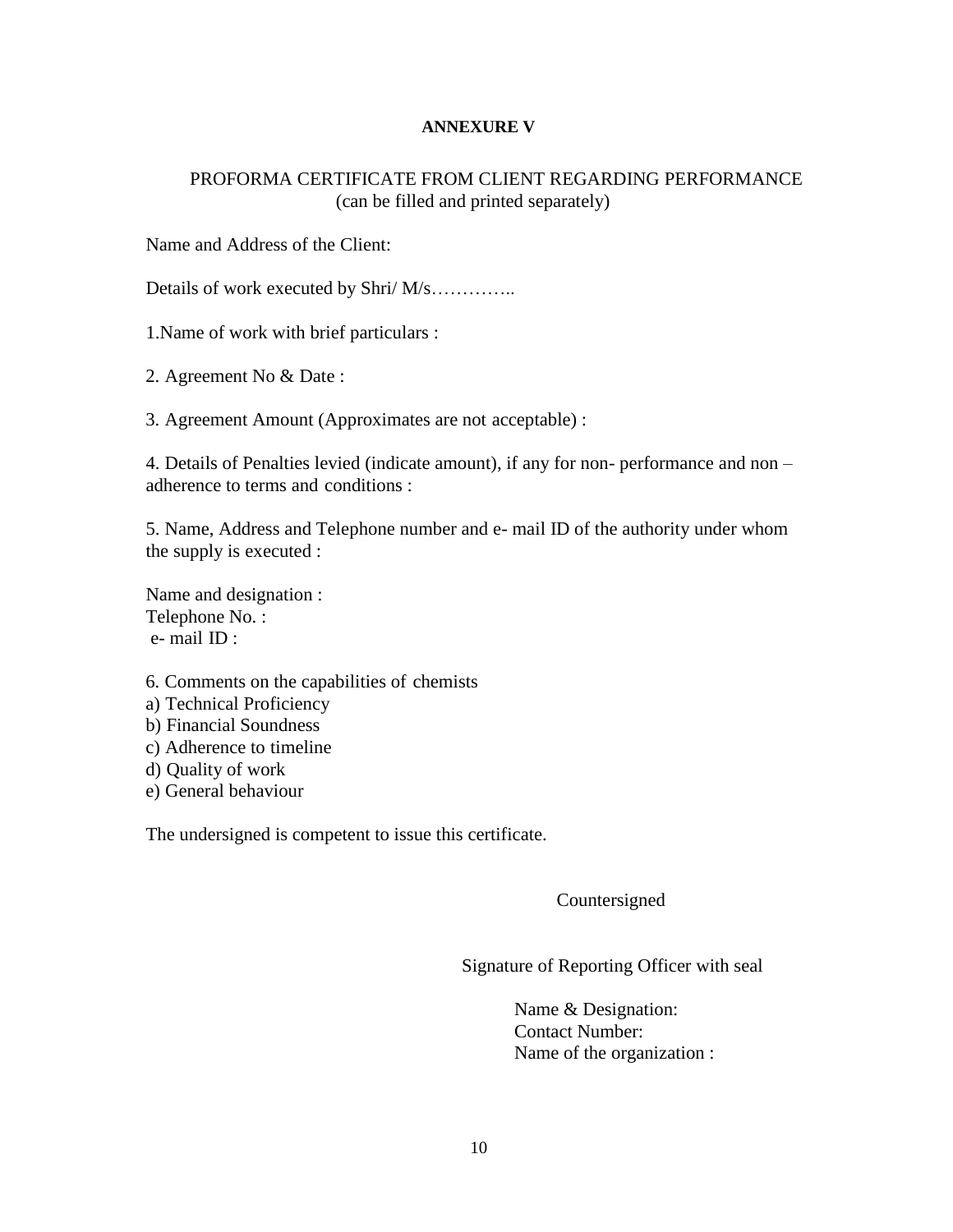**ANNEXURE V**

PROFORMA CERTIFICATE FROM CLIENT REGARDING PERFORMANCE
(can be filled and printed separately)

Name and Address of the Client:

Details of work executed by Shri/ M/s…………..

1.Name of work with brief particulars :

2. Agreement No & Date :

3. Agreement Amount (Approximates are not acceptable) :

4. Details of Penalties levied (indicate amount), if any for non- performance and non – adherence to terms and conditions :

5. Name, Address and Telephone number and e- mail ID of the authority under whom the supply is executed :

Name and designation :
Telephone No. :
e- mail ID :

6. Comments on the capabilities of chemists
a) Technical Proficiency
b) Financial Soundness
c) Adherence to timeline
d) Quality of work
e) General behaviour

The undersigned is competent to issue this certificate.

Countersigned

Signature of Reporting Officer with seal

Name & Designation:
Contact Number:
Name of the organization :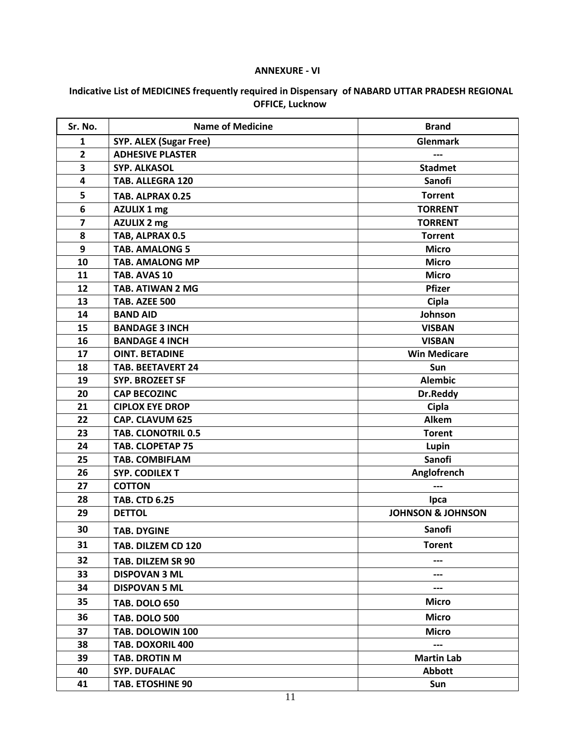**ANNEXURE - VI**

**Indicative List of MEDICINES frequently required in Dispensary of NABARD UTTAR PRADESH REGIONAL OFFICE, Lucknow**

| Sr. No. | Name of Medicine | Brand |
|---|---|---|
| 1 | SYP. ALEX (Sugar Free) | Glenmark |
| 2 | ADHESIVE PLASTER | --- |
| 3 | SYP. ALKASOL | Stadmet |
| 4 | TAB. ALLEGRA 120 | Sanofi |
| 5 | TAB. ALPRAX 0.25 | Torrent |
| 6 | AZULIX 1 mg | TORRENT |
| 7 | AZULIX 2 mg | TORRENT |
| 8 | TAB, ALPRAX 0.5 | Torrent |
| 9 | TAB. AMALONG 5 | Micro |
| 10 | TAB. AMALONG MP | Micro |
| 11 | TAB. AVAS 10 | Micro |
| 12 | TAB. ATIWAN 2 MG | Pfizer |
| 13 | TAB. AZEE 500 | Cipla |
| 14 | BAND AID | Johnson |
| 15 | BANDAGE 3 INCH | VISBAN |
| 16 | BANDAGE 4 INCH | VISBAN |
| 17 | OINT. BETADINE | Win Medicare |
| 18 | TAB. BEETAVERT 24 | Sun |
| 19 | SYP. BROZEET SF | Alembic |
| 20 | CAP BECOZINC | Dr.Reddy |
| 21 | CIPLOX EYE DROP | Cipla |
| 22 | CAP. CLAVUM 625 | Alkem |
| 23 | TAB. CLONOTRIL 0.5 | Torent |
| 24 | TAB. CLOPETAP 75 | Lupin |
| 25 | TAB. COMBIFLAM | Sanofi |
| 26 | SYP. CODILEX T | Anglofrench |
| 27 | COTTON | --- |
| 28 | TAB. CTD 6.25 | Ipca |
| 29 | DETTOL | JOHNSON & JOHNSON |
| 30 | TAB. DYGINE | Sanofi |
| 31 | TAB. DILZEM CD 120 | Torent |
| 32 | TAB. DILZEM SR 90 | --- |
| 33 | DISPOVAN 3 ML | --- |
| 34 | DISPOVAN 5 ML | --- |
| 35 | TAB. DOLO 650 | Micro |
| 36 | TAB. DOLO 500 | Micro |
| 37 | TAB. DOLOWIN 100 | Micro |
| 38 | TAB. DOXORIL 400 | --- |
| 39 | TAB. DROTIN M | Martin Lab |
| 40 | SYP. DUFALAC | Abbott |
| 41 | TAB. ETOSHINE 90 | Sun |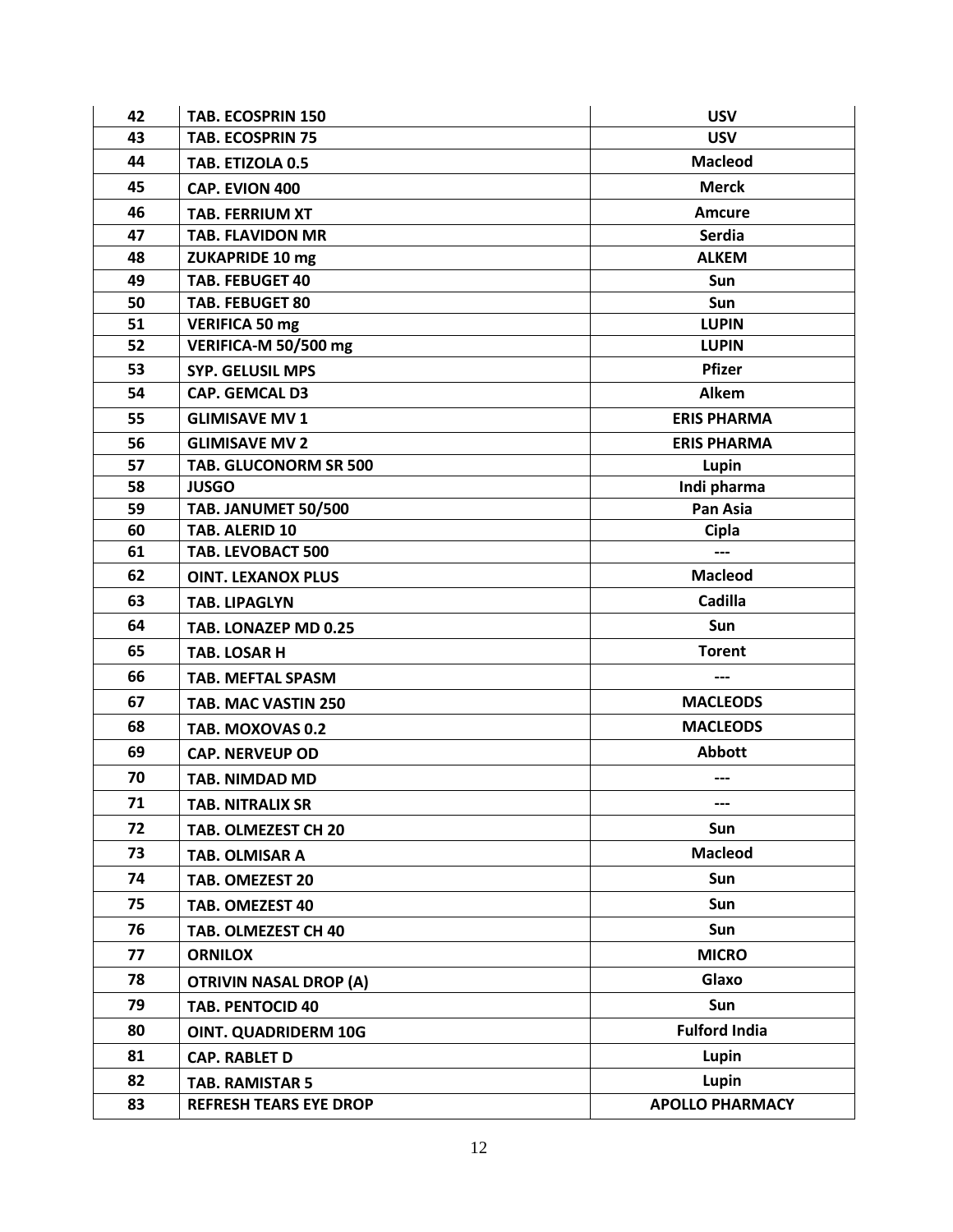| 42 | TAB. ECOSPRIN 150 | USV |
|---|---|---|
| 43 | TAB. ECOSPRIN 75 | USV |
| 44 | TAB. ETIZOLA 0.5 | Macleod |
| 45 | CAP. EVION 400 | Merck |
| 46 | TAB. FERRIUM XT | Amcure |
| 47 | TAB. FLAVIDON MR | Serdia |
| 48 | ZUKAPRIDE 10 mg | ALKEM |
| 49 | TAB. FEBUGET 40 | Sun |
| 50 | TAB. FEBUGET 80 | Sun |
| 51 | VERIFICA 50 mg | LUPIN |
| 52 | VERIFICA-M 50/500 mg | LUPIN |
| 53 | SYP. GELUSIL MPS | Pfizer |
| 54 | CAP. GEMCAL D3 | Alkem |
| 55 | GLIMISAVE MV 1 | ERIS PHARMA |
| 56 | GLIMISAVE MV 2 | ERIS PHARMA |
| 57 | TAB. GLUCONORM SR 500 | Lupin |
| 58 | JUSGO | Indi pharma |
| 59 | TAB. JANUMET 50/500 | Pan Asia |
| 60 | TAB. ALERID 10 | Cipla |
| 61 | TAB. LEVOBACT 500 | --- |
| 62 | OINT. LEXANOX PLUS | Macleod |
| 63 | TAB. LIPAGLYN | Cadilla |
| 64 | TAB. LONAZEP MD 0.25 | Sun |
| 65 | TAB. LOSAR H | Torent |
| 66 | TAB. MEFTAL SPASM | --- |
| 67 | TAB. MAC VASTIN 250 | MACLEODS |
| 68 | TAB. MOXOVAS 0.2 | MACLEODS |
| 69 | CAP. NERVEUP OD | Abbott |
| 70 | TAB. NIMDAD MD | --- |
| 71 | TAB. NITRALIX SR | --- |
| 72 | TAB. OLMEZEST CH 20 | Sun |
| 73 | TAB. OLMISAR A | Macleod |
| 74 | TAB. OMEZEST 20 | Sun |
| 75 | TAB. OMEZEST 40 | Sun |
| 76 | TAB. OLMEZEST CH 40 | Sun |
| 77 | ORNILOX | MICRO |
| 78 | OTRIVIN NASAL DROP (A) | Glaxo |
| 79 | TAB. PENTOCID 40 | Sun |
| 80 | OINT. QUADRIDERM 10G | Fulford India |
| 81 | CAP. RABLET D | Lupin |
| 82 | TAB. RAMISTAR 5 | Lupin |
| 83 | REFRESH TEARS EYE DROP | APOLLO PHARMACY |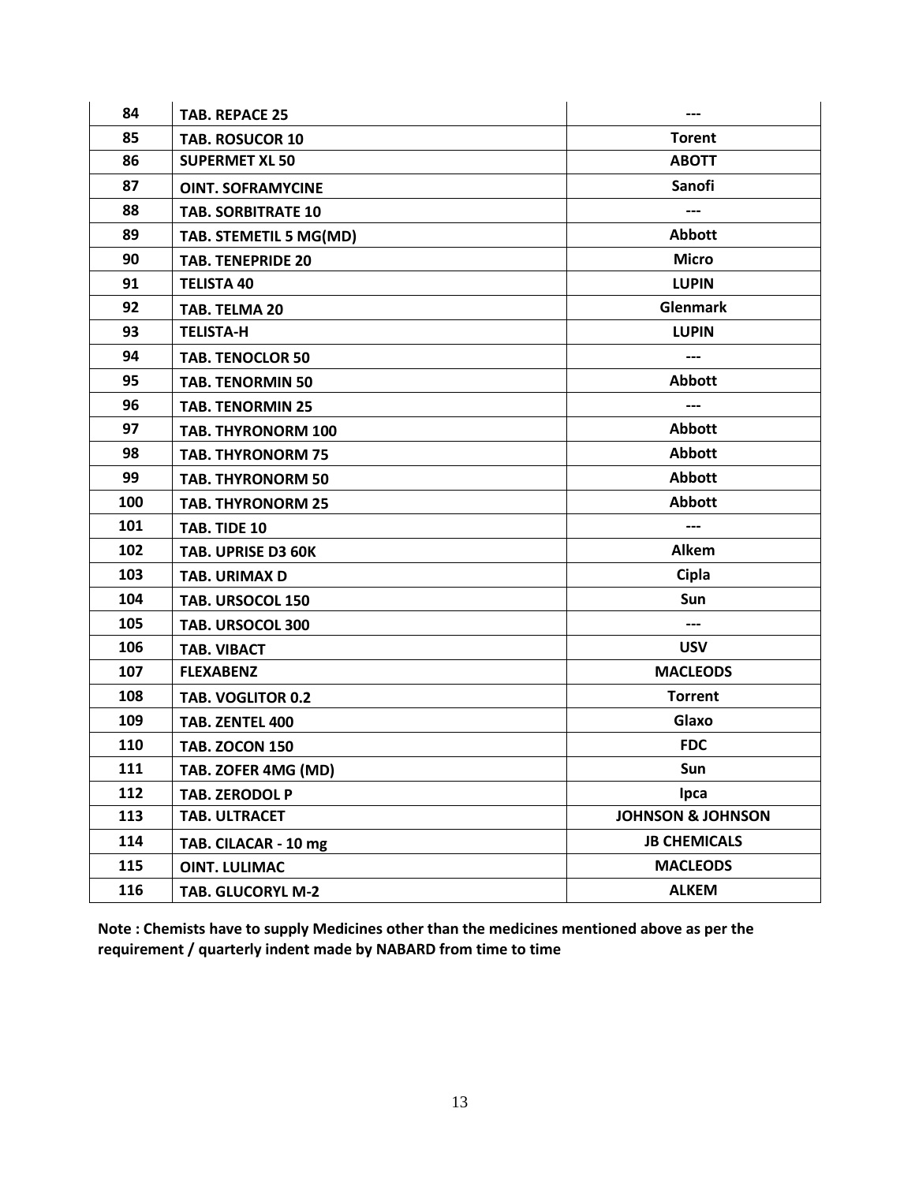| 84 | TAB. REPACE 25 | --- |
|---|---|---|
| 85 | TAB. ROSUCOR 10 | Torent |
| 86 | SUPERMET XL 50 | ABOTT |
| 87 | OINT. SOFRAMYCINE | Sanofi |
| 88 | TAB. SORBITRATE 10 | --- |
| 89 | TAB. STEMETIL 5 MG(MD) | Abbott |
| 90 | TAB. TENEPRIDE 20 | Micro |
| 91 | TELISTA 40 | LUPIN |
| 92 | TAB. TELMA 20 | Glenmark |
| 93 | TELISTA-H | LUPIN |
| 94 | TAB. TENOCLOR 50 | --- |
| 95 | TAB. TENORMIN 50 | Abbott |
| 96 | TAB. TENORMIN 25 | --- |
| 97 | TAB. THYRONORM 100 | Abbott |
| 98 | TAB. THYRONORM 75 | Abbott |
| 99 | TAB. THYRONORM 50 | Abbott |
| 100 | TAB. THYRONORM 25 | Abbott |
| 101 | TAB. TIDE 10 | --- |
| 102 | TAB. UPRISE D3 60K | Alkem |
| 103 | TAB. URIMAX D | Cipla |
| 104 | TAB. URSOCOL 150 | Sun |
| 105 | TAB. URSOCOL 300 | --- |
| 106 | TAB. VIBACT | USV |
| 107 | FLEXABENZ | MACLEODS |
| 108 | TAB. VOGLITOR 0.2 | Torrent |
| 109 | TAB. ZENTEL 400 | Glaxo |
| 110 | TAB. ZOCON 150 | FDC |
| 111 | TAB. ZOFER 4MG (MD) | Sun |
| 112 | TAB. ZERODOL P | Ipca |
| 113 | TAB. ULTRACET | JOHNSON & JOHNSON |
| 114 | TAB. CILACAR - 10 mg | JB CHEMICALS |
| 115 | OINT. LULIMAC | MACLEODS |
| 116 | TAB. GLUCORYL M-2 | ALKEM |

**Note : Chemists have to supply Medicines other than the medicines mentioned above as per the requirement / quarterly indent made by NABARD from time to time**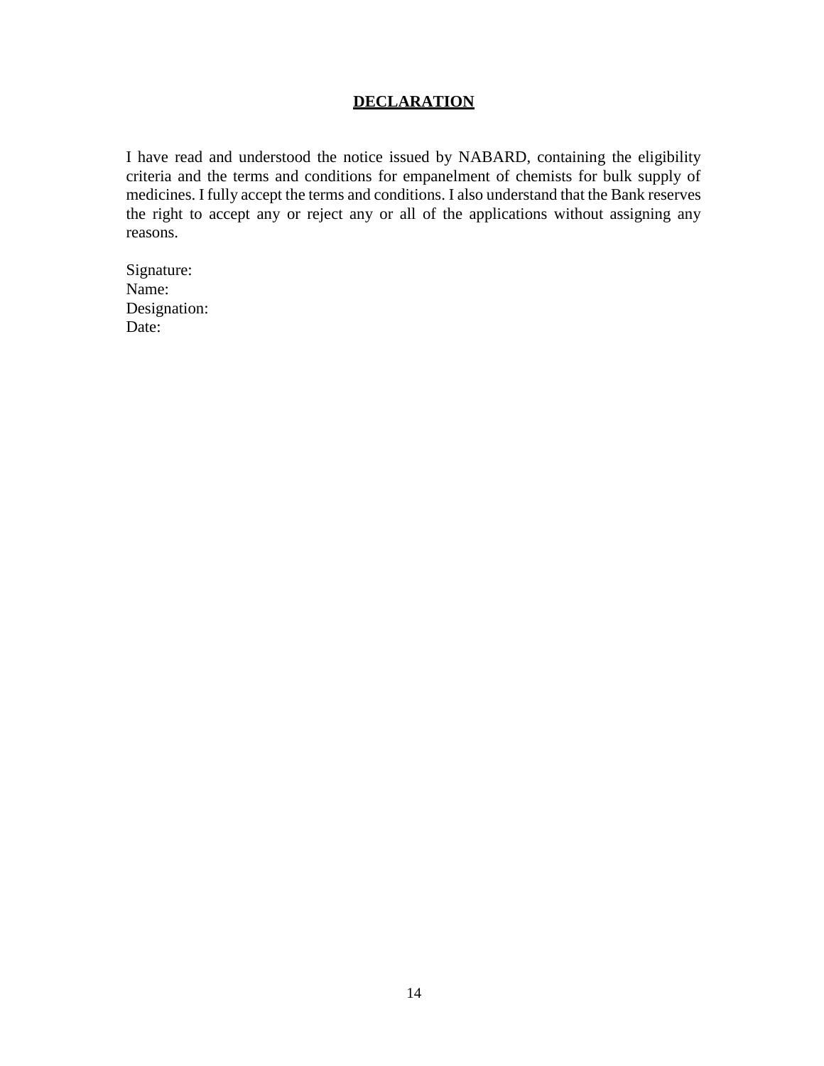## DECLARATION

I have read and understood the notice issued by NABARD, containing the eligibility criteria and the terms and conditions for empanelment of chemists for bulk supply of medicines. I fully accept the terms and conditions. I also understand that the Bank reserves the right to accept any or reject any or all of the applications without assigning any reasons.

Signature:
Name:
Designation:
Date: